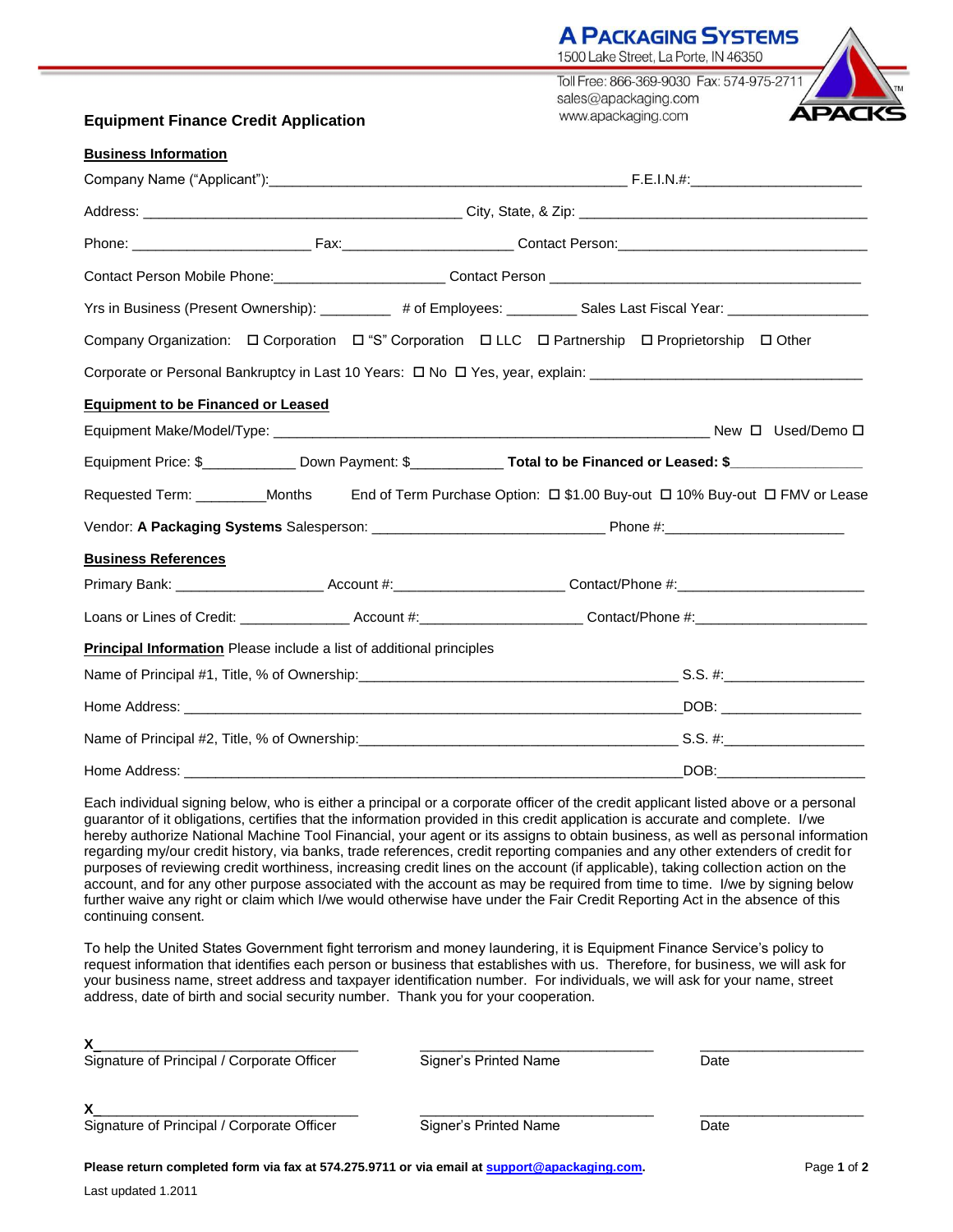**A PACKAGING SYSTEMS**
1500 Lake Street, La Porte, IN 46350
Toll Free: 866-369-9030 Fax: 574-975-2711
sales@apackaging.com
www.apackaging.com

APACKS™

## Equipment Finance Credit Application

**Business Information**

Company Name ("Applicant"):_____________________________________________ F.E.I.N.#:_____________________

Address: ________________________________________ City, State, & Zip: ____________________________________

Phone: ______________________ Fax:_____________________ Contact Person:_______________________________

Contact Person Mobile Phone:_____________________ Contact Person _______________________________________

Yrs in Business (Present Ownership): _________ # of Employees: _________ Sales Last Fiscal Year: _________________

Company Organization: ☐ Corporation ☐ "S" Corporation ☐ LLC ☐ Partnership ☐ Proprietorship ☐ Other

Corporate or Personal Bankruptcy in Last 10 Years: ☐ No ☐ Yes, year, explain: __________________________________

**Equipment to be Financed or Leased**

Equipment Make/Model/Type: _____________________________________________________ New ☐ Used/Demo ☐

Equipment Price: $___________ Down Payment: $___________ **Total to be Financed or Leased: $________________**

Requested Term: _________Months End of Term Purchase Option: ☐ $1.00 Buy-out ☐ 10% Buy-out ☐ FMV or Lease

Vendor: **A Packaging Systems** Salesperson: _____________________________ Phone #:______________________

**Business References**

Primary Bank: __________________ Account #:_____________________ Contact/Phone #:________________________

Loans or Lines of Credit: ______________ Account #:____________________ Contact/Phone #:_____________________

**Principal Information** Please include a list of additional principles

Name of Principal #1, Title, % of Ownership:_______________________________________ S.S. #:_________________

Home Address: _______________________________________________________________DOB: _________________

Name of Principal #2, Title, % of Ownership:_______________________________________ S.S. #:_________________

Home Address: _______________________________________________________________DOB:_________________

Each individual signing below, who is either a principal or a corporate officer of the credit applicant listed above or a personal guarantor of it obligations, certifies that the information provided in this credit application is accurate and complete. I/we hereby authorize National Machine Tool Financial, your agent or its assigns to obtain business, as well as personal information regarding my/our credit history, via banks, trade references, credit reporting companies and any other extenders of credit for purposes of reviewing credit worthiness, increasing credit lines on the account (if applicable), taking collection action on the account, and for any other purpose associated with the account as may be required from time to time. I/we by signing below further waive any right or claim which I/we would otherwise have under the Fair Credit Reporting Act in the absence of this continuing consent.

To help the United States Government fight terrorism and money laundering, it is Equipment Finance Service's policy to request information that identifies each person or business that establishes with us. Therefore, for business, we will ask for your business name, street address and taxpayer identification number. For individuals, we will ask for your name, street address, date of birth and social security number. Thank you for your cooperation.

**X**_________________________________ ______________________________ ____________________
Signature of Principal / Corporate Officer Signer's Printed Name Date

**X**_________________________________ ______________________________ ____________________
Signature of Principal / Corporate Officer Signer's Printed Name Date

**Please return completed form via fax at 574.275.9711 or via email at support@apackaging.com.**

Last updated 1.2011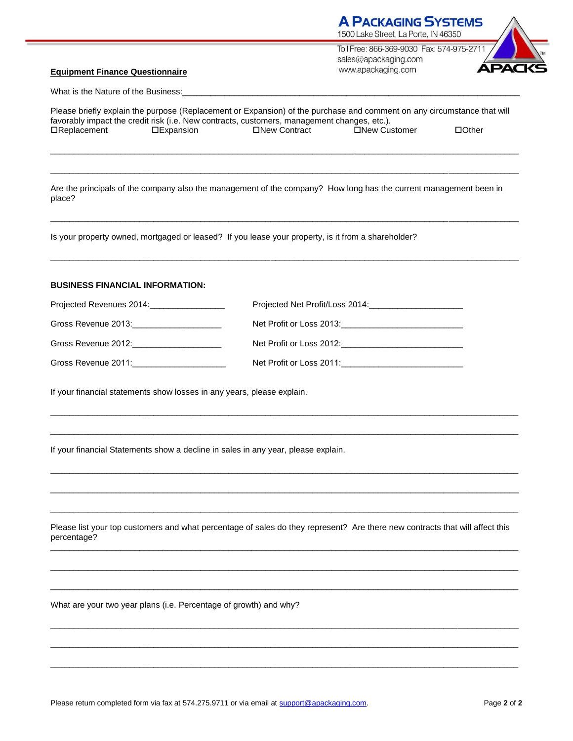A PACKAGING SYSTEMS
1500 Lake Street, La Porte, IN 46350
Toll Free: 866-369-9030 Fax: 574-975-2711
sales@apackaging.com
www.apackaging.com

**Equipment Finance Questionnaire**

What is the Nature of the Business:\_\_\_\_\_\_\_\_\_\_\_\_\_\_\_\_\_\_\_\_\_\_\_\_\_\_\_\_\_\_\_\_\_\_\_\_\_\_\_\_

Please briefly explain the purpose (Replacement or Expansion) of the purchase and comment on any circumstance that will favorably impact the credit risk (i.e. New contracts, customers, management changes, etc.).

☐Replacement ☐Expansion ☐New Contract ☐New Customer ☐Other

\_\_\_\_\_\_\_\_\_\_\_\_\_\_\_\_\_\_\_\_\_\_\_\_\_\_\_\_\_\_\_\_\_\_\_\_\_\_\_\_\_\_\_\_\_\_\_\_\_\_\_\_\_\_\_\_

\_\_\_\_\_\_\_\_\_\_\_\_\_\_\_\_\_\_\_\_\_\_\_\_\_\_\_\_\_\_\_\_\_\_\_\_\_\_\_\_\_\_\_\_\_\_\_\_\_\_\_\_\_\_\_\_

Are the principals of the company also the management of the company? How long has the current management been in place?

\_\_\_\_\_\_\_\_\_\_\_\_\_\_\_\_\_\_\_\_\_\_\_\_\_\_\_\_\_\_\_\_\_\_\_\_\_\_\_\_\_\_\_\_\_\_\_\_\_\_\_\_\_\_\_\_

Is your property owned, mortgaged or leased? If you lease your property, is it from a shareholder?

\_\_\_\_\_\_\_\_\_\_\_\_\_\_\_\_\_\_\_\_\_\_\_\_\_\_\_\_\_\_\_\_\_\_\_\_\_\_\_\_\_\_\_\_\_\_\_\_\_\_\_\_\_\_\_\_

**BUSINESS FINANCIAL INFORMATION:**

Projected Revenues 2014:\_\_\_\_\_\_\_\_\_\_\_\_\_\_\_\_ Projected Net Profit/Loss 2014:\_\_\_\_\_\_\_\_\_\_\_\_\_\_\_\_

Gross Revenue 2013:\_\_\_\_\_\_\_\_\_\_\_\_\_\_\_\_ Net Profit or Loss 2013:\_\_\_\_\_\_\_\_\_\_\_\_\_\_\_\_

Gross Revenue 2012:\_\_\_\_\_\_\_\_\_\_\_\_\_\_\_\_ Net Profit or Loss 2012:\_\_\_\_\_\_\_\_\_\_\_\_\_\_\_\_

Gross Revenue 2011:\_\_\_\_\_\_\_\_\_\_\_\_\_\_\_\_ Net Profit or Loss 2011:\_\_\_\_\_\_\_\_\_\_\_\_\_\_\_\_

If your financial statements show losses in any years, please explain.

\_\_\_\_\_\_\_\_\_\_\_\_\_\_\_\_\_\_\_\_\_\_\_\_\_\_\_\_\_\_\_\_\_\_\_\_\_\_\_\_\_\_\_\_\_\_\_\_\_\_\_\_\_\_\_\_

\_\_\_\_\_\_\_\_\_\_\_\_\_\_\_\_\_\_\_\_\_\_\_\_\_\_\_\_\_\_\_\_\_\_\_\_\_\_\_\_\_\_\_\_\_\_\_\_\_\_\_\_\_\_\_\_

If your financial Statements show a decline in sales in any year, please explain.

\_\_\_\_\_\_\_\_\_\_\_\_\_\_\_\_\_\_\_\_\_\_\_\_\_\_\_\_\_\_\_\_\_\_\_\_\_\_\_\_\_\_\_\_\_\_\_\_\_\_\_\_\_\_\_\_

\_\_\_\_\_\_\_\_\_\_\_\_\_\_\_\_\_\_\_\_\_\_\_\_\_\_\_\_\_\_\_\_\_\_\_\_\_\_\_\_\_\_\_\_\_\_\_\_\_\_\_\_\_\_\_\_

\_\_\_\_\_\_\_\_\_\_\_\_\_\_\_\_\_\_\_\_\_\_\_\_\_\_\_\_\_\_\_\_\_\_\_\_\_\_\_\_\_\_\_\_\_\_\_\_\_\_\_\_\_\_\_\_

Please list your top customers and what percentage of sales do they represent? Are there new contracts that will affect this percentage?

\_\_\_\_\_\_\_\_\_\_\_\_\_\_\_\_\_\_\_\_\_\_\_\_\_\_\_\_\_\_\_\_\_\_\_\_\_\_\_\_\_\_\_\_\_\_\_\_\_\_\_\_\_\_\_\_

\_\_\_\_\_\_\_\_\_\_\_\_\_\_\_\_\_\_\_\_\_\_\_\_\_\_\_\_\_\_\_\_\_\_\_\_\_\_\_\_\_\_\_\_\_\_\_\_\_\_\_\_\_\_\_\_

\_\_\_\_\_\_\_\_\_\_\_\_\_\_\_\_\_\_\_\_\_\_\_\_\_\_\_\_\_\_\_\_\_\_\_\_\_\_\_\_\_\_\_\_\_\_\_\_\_\_\_\_\_\_\_\_

What are your two year plans (i.e. Percentage of growth) and why?

\_\_\_\_\_\_\_\_\_\_\_\_\_\_\_\_\_\_\_\_\_\_\_\_\_\_\_\_\_\_\_\_\_\_\_\_\_\_\_\_\_\_\_\_\_\_\_\_\_\_\_\_\_\_\_\_

\_\_\_\_\_\_\_\_\_\_\_\_\_\_\_\_\_\_\_\_\_\_\_\_\_\_\_\_\_\_\_\_\_\_\_\_\_\_\_\_\_\_\_\_\_\_\_\_\_\_\_\_\_\_\_\_

\_\_\_\_\_\_\_\_\_\_\_\_\_\_\_\_\_\_\_\_\_\_\_\_\_\_\_\_\_\_\_\_\_\_\_\_\_\_\_\_\_\_\_\_\_\_\_\_\_\_\_\_\_\_\_\_

Please return completed form via fax at 574.275.9711 or via email at support@apackaging.com.